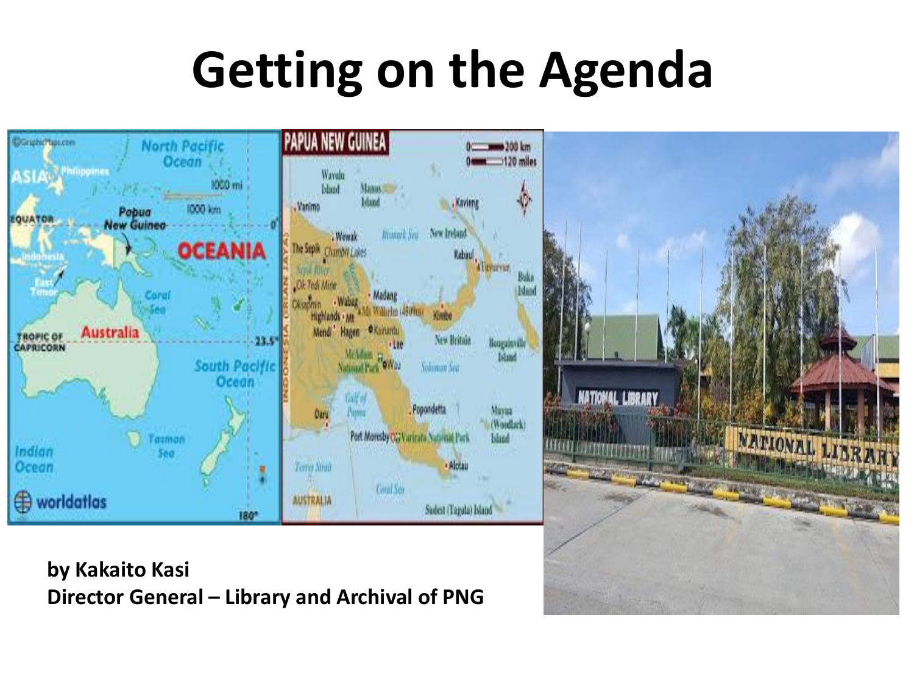# Getting on the Agenda

**by Kakaito Kasi**
**Director General – Library and Archival of PNG**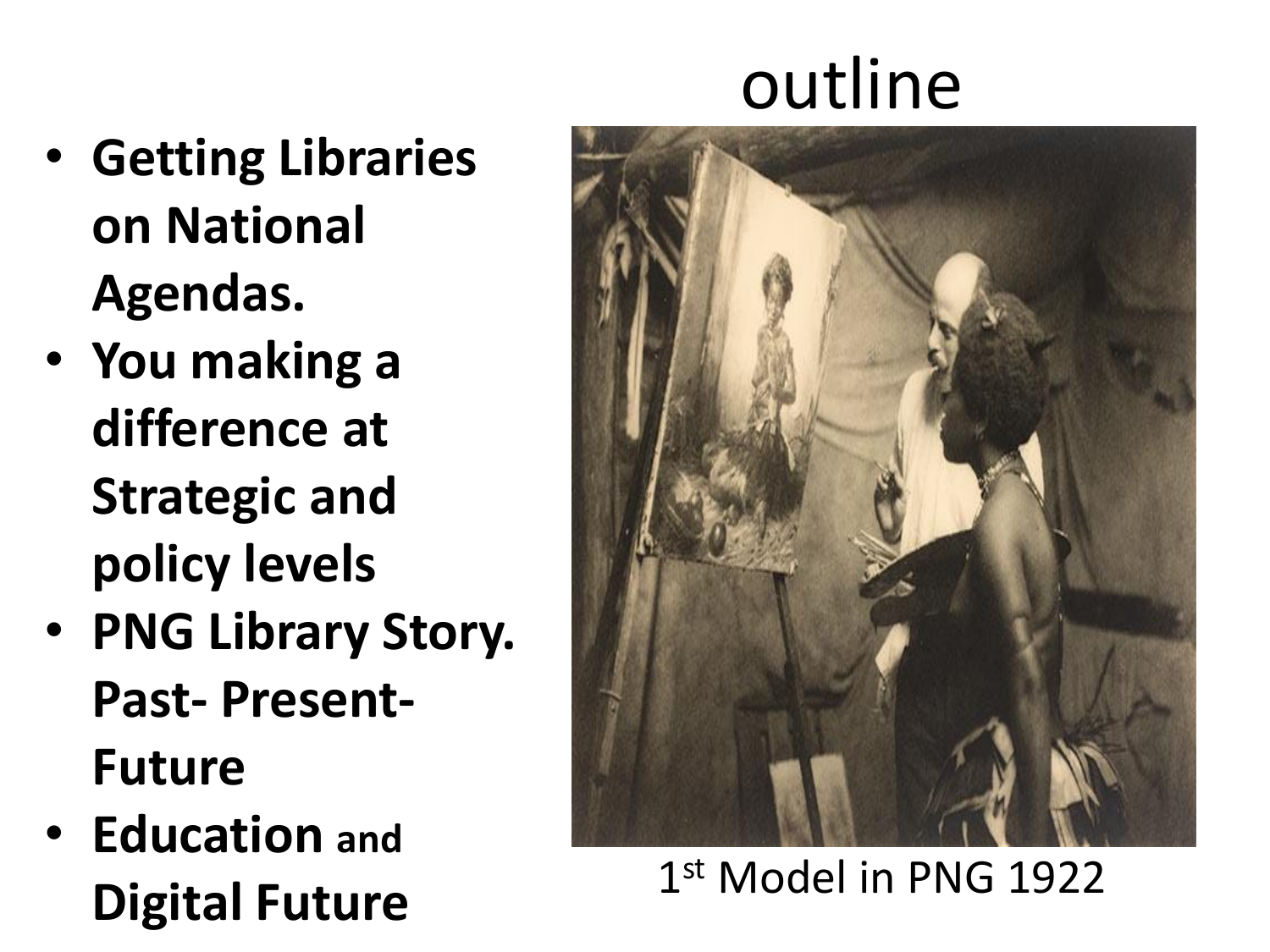# outline

- **Getting Libraries on National Agendas.**
- **You making a difference at Strategic and policy levels**
- **PNG Library Story. Past- Present- Future**
- **Education** **and Digital Future**

1st Model in PNG 1922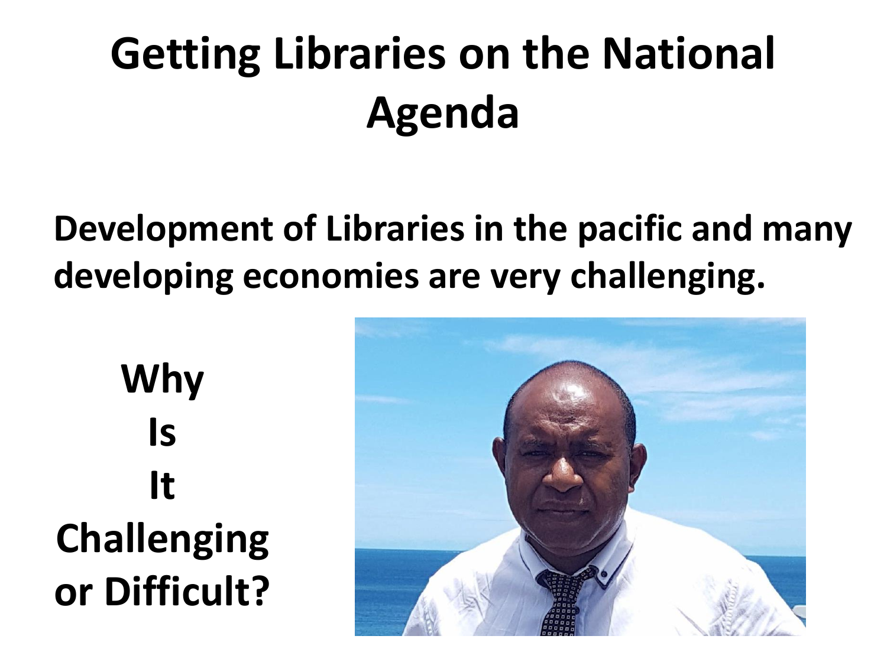# Getting Libraries on the National Agenda

**Development of Libraries in the pacific and many developing economies are very challenging.**

**Why
Is
It
Challenging
or Difficult?**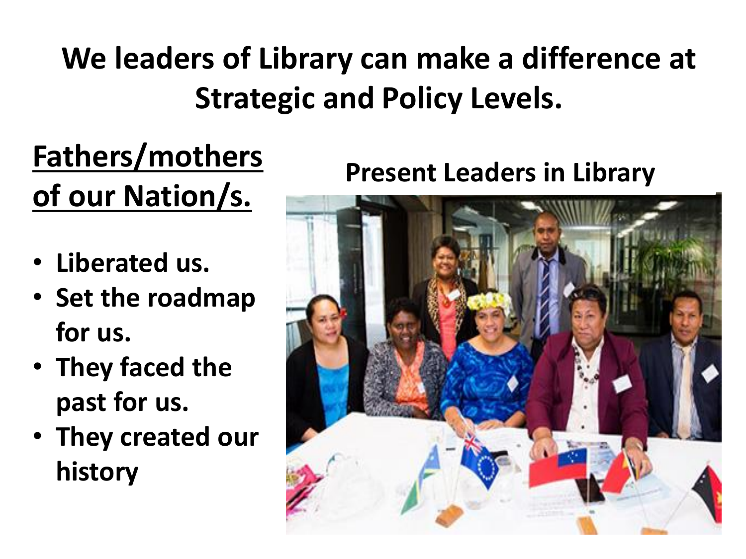# We leaders of Library can make a difference at Strategic and Policy Levels.

## Fathers/mothers of our Nation/s.

- **Liberated us.**
- **Set the roadmap for us.**
- **They faced the past for us.**
- **They created our history**

**Present Leaders in Library**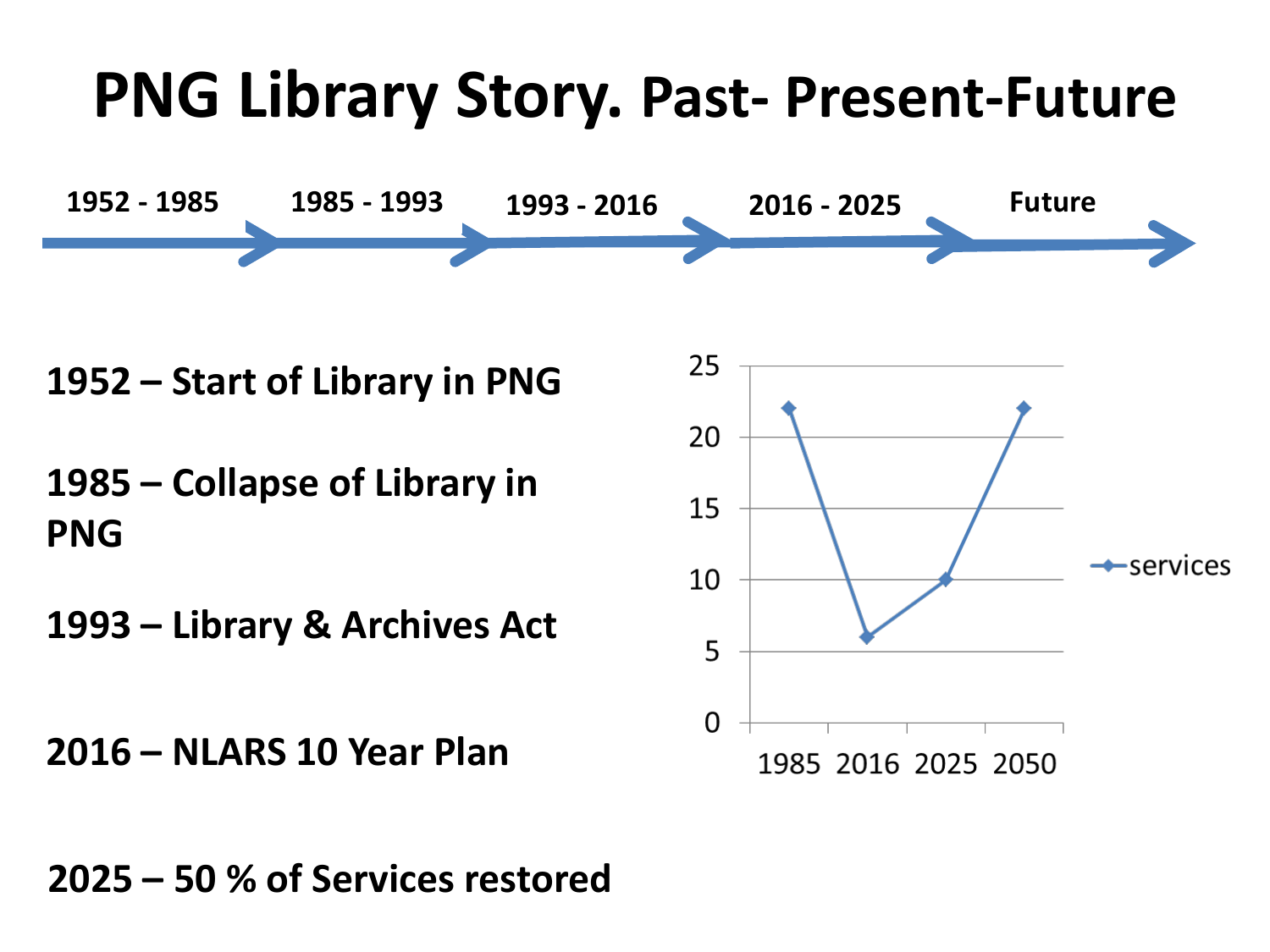# PNG Library Story. Past- Present-Future

1952 - 1985 → 1985 - 1993 → 1993 - 2016 → 2016 - 2025 → Future

**1952 – Start of Library in PNG**

**1985 – Collapse of Library in PNG**

**1993 – Library & Archives Act**

**2016 – NLARS 10 Year Plan**

**2025 – 50 % of Services restored**

| Year | services |
| --- | --- |
| 1985 | 22 |
| 2016 | 6 |
| 2025 | 10 |
| 2050 | 22 |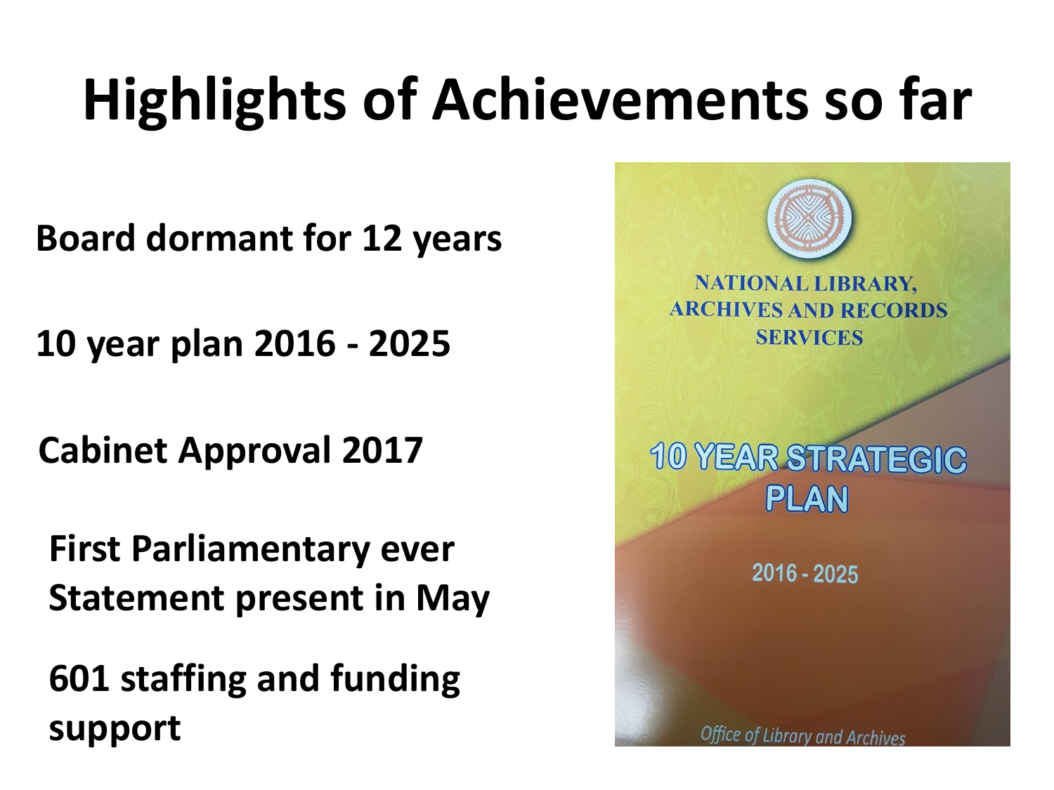# Highlights of Achievements so far

**Board dormant for 12 years**

**10 year plan 2016 - 2025**

**Cabinet Approval 2017**

**First Parliamentary ever Statement present in May**

**601 staffing and funding support**

NATIONAL LIBRARY, ARCHIVES AND RECORDS SERVICES

10 YEAR STRATEGIC PLAN

2016 - 2025

*Office of Library and Archives*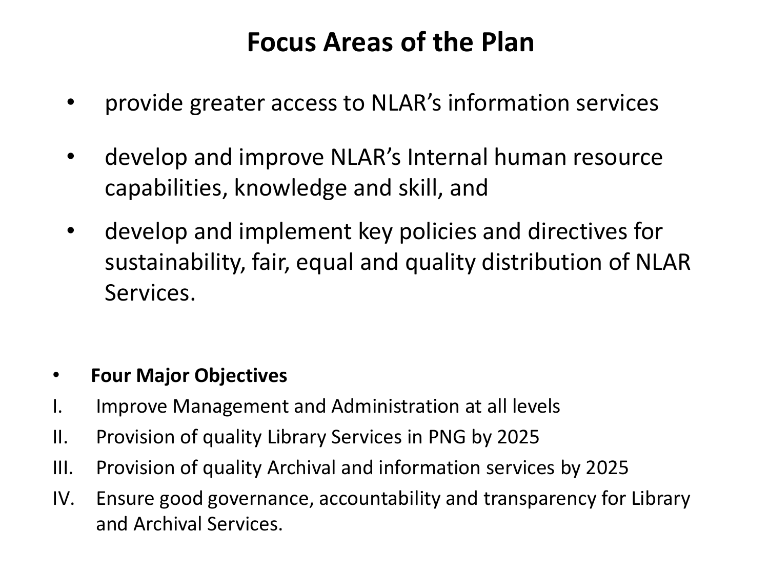# Focus Areas of the Plan

- provide greater access to NLAR's information services
- develop and improve NLAR's Internal human resource capabilities, knowledge and skill, and
- develop and implement key policies and directives for sustainability, fair, equal and quality distribution of NLAR Services.

- **Four Major Objectives**

I. Improve Management and Administration at all levels

II. Provision of quality Library Services in PNG by 2025

III. Provision of quality Archival and information services by 2025

IV. Ensure good governance, accountability and transparency for Library and Archival Services.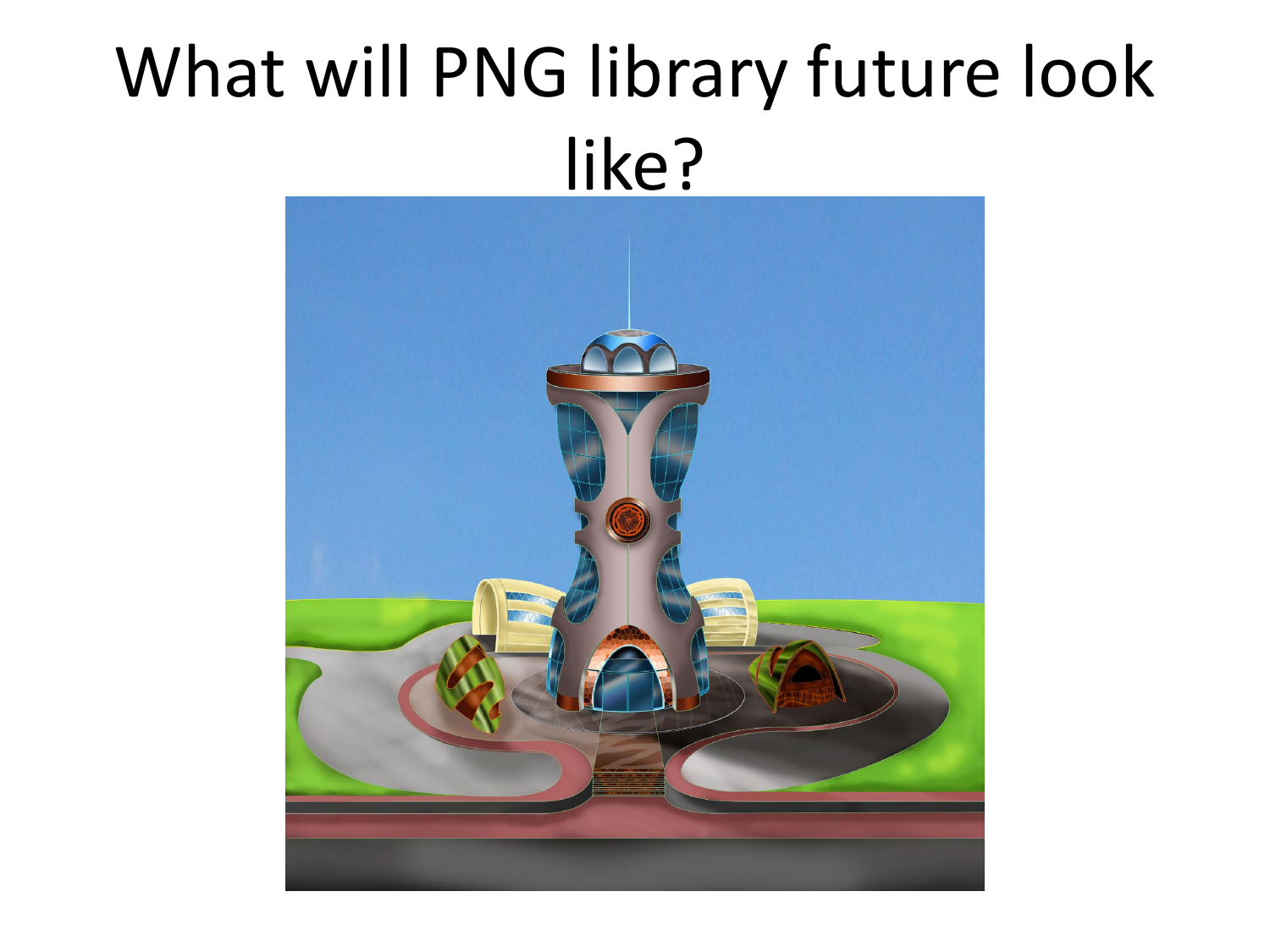# What will PNG library future look like?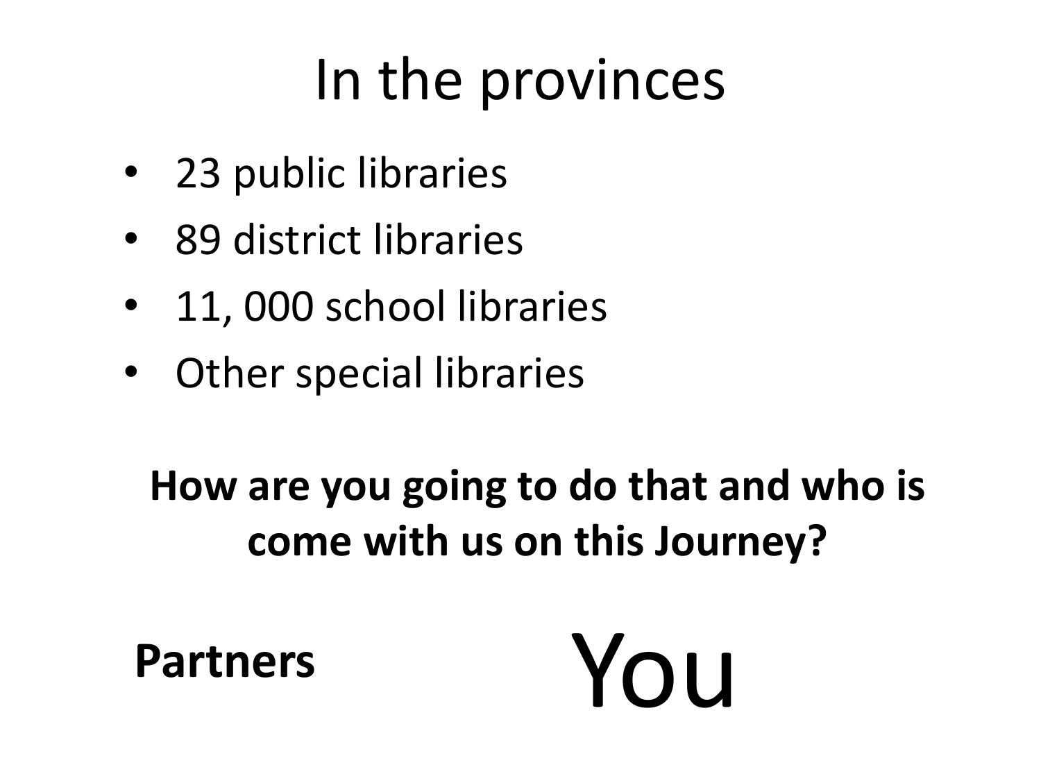# In the provinces

- 23 public libraries
- 89 district libraries
- 11, 000 school libraries
- Other special libraries

**How are you going to do that and who is come with us on this Journey?**

**Partners**

You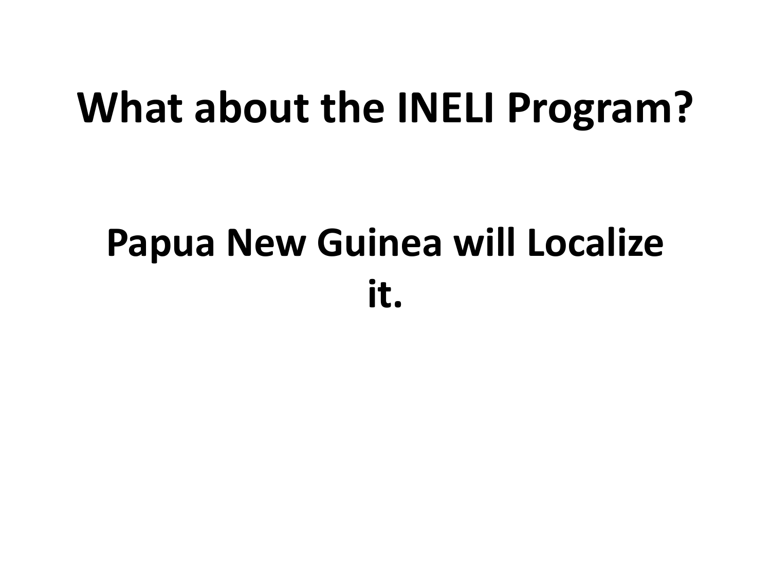# What about the INELI Program?

## Papua New Guinea will Localize it.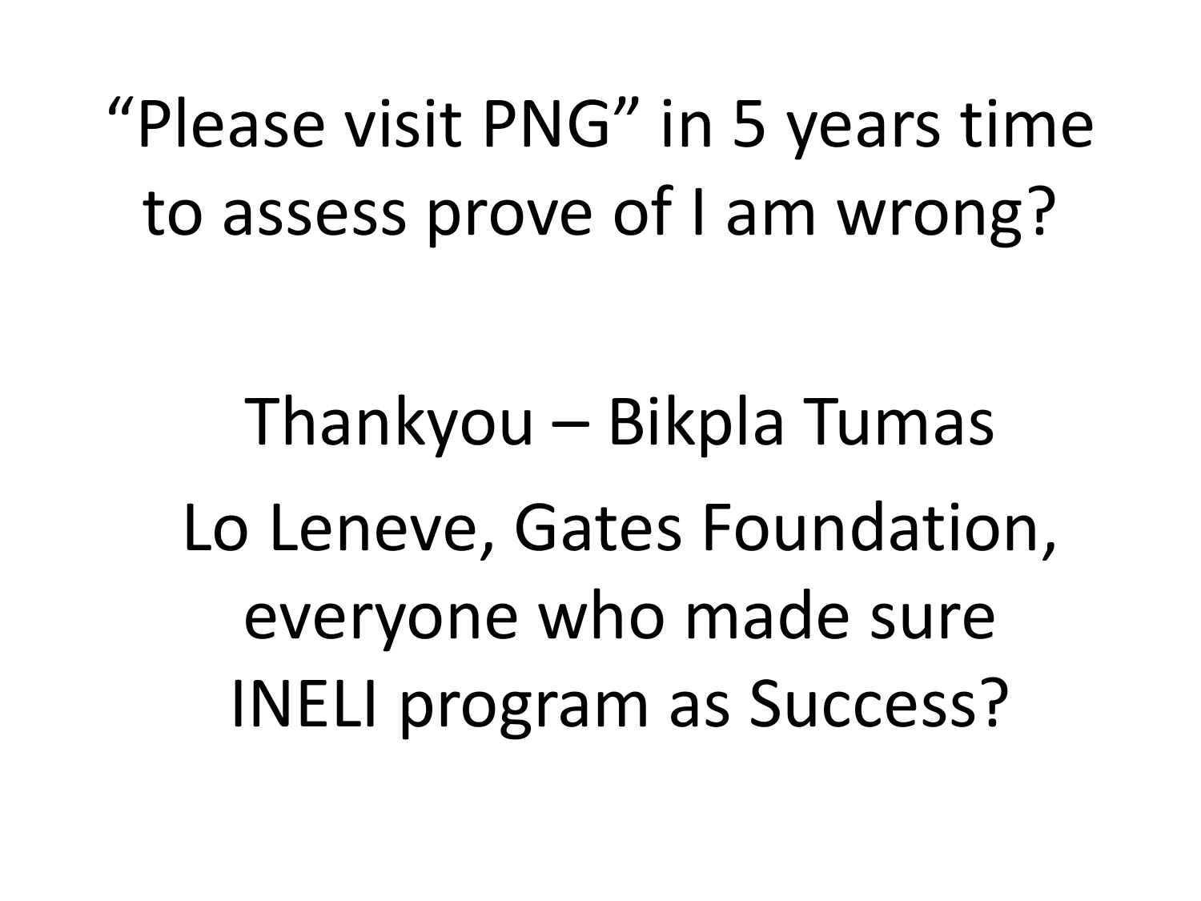“Please visit PNG” in 5 years time to assess prove of I am wrong?

Thankyou – Bikpla Tumas

Lo Leneve, Gates Foundation, everyone who made sure INELI program as Success?